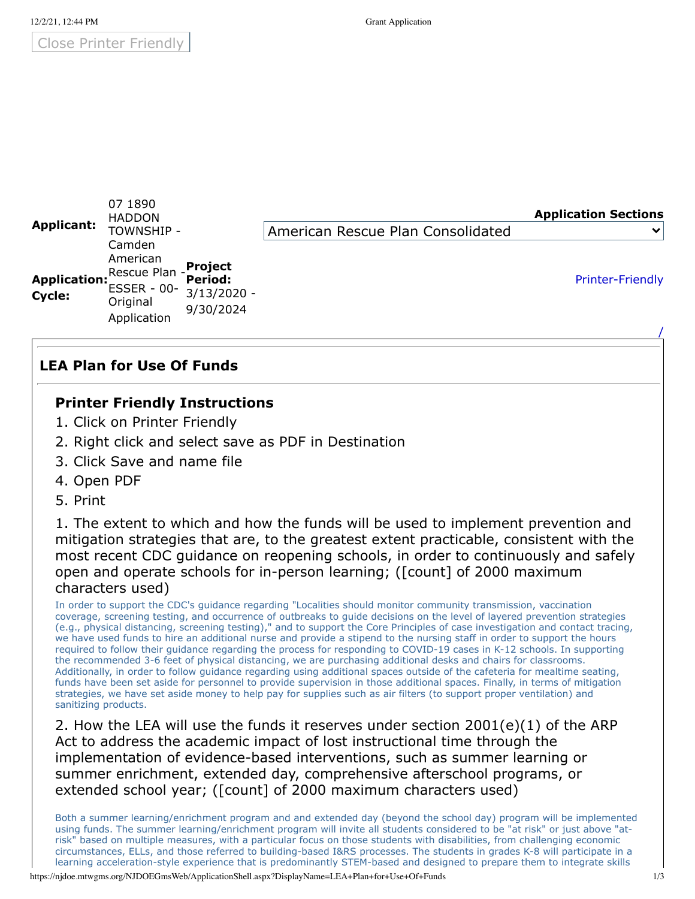Close Printer Friendly

| | | | |
|---|---|---|---|
| **Applicant:** | 07 1890 HADDON TOWNSHIP - Camden | | |
| **Application: Cycle:** | American Rescue Plan - ESSER - 00- Original Application | **Project Period:** | 3/13/2020 - 9/30/2024 |

**Application Sections**

American Rescue Plan Consolidated

Printer-Friendly

/

## LEA Plan for Use Of Funds

### Printer Friendly Instructions

1. Click on Printer Friendly
2. Right click and select save as PDF in Destination
3. Click Save and name file
4. Open PDF
5. Print

1. The extent to which and how the funds will be used to implement prevention and mitigation strategies that are, to the greatest extent practicable, consistent with the most recent CDC guidance on reopening schools, in order to continuously and safely open and operate schools for in-person learning; ([count] of 2000 maximum characters used)

In order to support the CDC's guidance regarding "Localities should monitor community transmission, vaccination coverage, screening testing, and occurrence of outbreaks to guide decisions on the level of layered prevention strategies (e.g., physical distancing, screening testing)," and to support the Core Principles of case investigation and contact tracing, we have used funds to hire an additional nurse and provide a stipend to the nursing staff in order to support the hours required to follow their guidance regarding the process for responding to COVID-19 cases in K-12 schools. In supporting the recommended 3-6 feet of physical distancing, we are purchasing additional desks and chairs for classrooms. Additionally, in order to follow guidance regarding using additional spaces outside of the cafeteria for mealtime seating, funds have been set aside for personnel to provide supervision in those additional spaces. Finally, in terms of mitigation strategies, we have set aside money to help pay for supplies such as air filters (to support proper ventilation) and sanitizing products.

2. How the LEA will use the funds it reserves under section 2001(e)(1) of the ARP Act to address the academic impact of lost instructional time through the implementation of evidence-based interventions, such as summer learning or summer enrichment, extended day, comprehensive afterschool programs, or extended school year; ([count] of 2000 maximum characters used)

Both a summer learning/enrichment program and and extended day (beyond the school day) program will be implemented using funds. The summer learning/enrichment program will invite all students considered to be "at risk" or just above "at-risk" based on multiple measures, with a particular focus on those students with disabilities, from challenging economic circumstances, ELLs, and those referred to building-based I&RS processes. The students in grades K-8 will participate in a learning acceleration-style experience that is predominantly STEM-based and designed to prepare them to integrate skills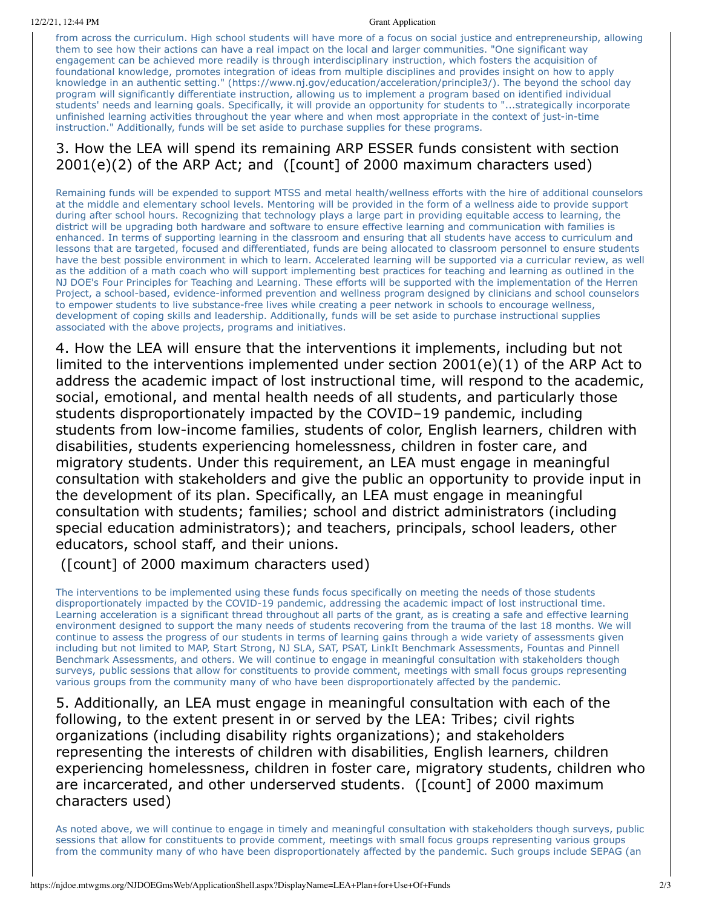from across the curriculum. High school students will have more of a focus on social justice and entrepreneurship, allowing them to see how their actions can have a real impact on the local and larger communities. "One significant way engagement can be achieved more readily is through interdisciplinary instruction, which fosters the acquisition of foundational knowledge, promotes integration of ideas from multiple disciplines and provides insight on how to apply knowledge in an authentic setting." (https://www.nj.gov/education/acceleration/principle3/). The beyond the school day program will significantly differentiate instruction, allowing us to implement a program based on identified individual students' needs and learning goals. Specifically, it will provide an opportunity for students to "...strategically incorporate unfinished learning activities throughout the year where and when most appropriate in the context of just-in-time instruction." Additionally, funds will be set aside to purchase supplies for these programs.

## 3. How the LEA will spend its remaining ARP ESSER funds consistent with section 2001(e)(2) of the ARP Act; and ([count] of 2000 maximum characters used)

Remaining funds will be expended to support MTSS and metal health/wellness efforts with the hire of additional counselors at the middle and elementary school levels. Mentoring will be provided in the form of a wellness aide to provide support during after school hours. Recognizing that technology plays a large part in providing equitable access to learning, the district will be upgrading both hardware and software to ensure effective learning and communication with families is enhanced. In terms of supporting learning in the classroom and ensuring that all students have access to curriculum and lessons that are targeted, focused and differentiated, funds are being allocated to classroom personnel to ensure students have the best possible environment in which to learn. Accelerated learning will be supported via a curricular review, as well as the addition of a math coach who will support implementing best practices for teaching and learning as outlined in the NJ DOE's Four Principles for Teaching and Learning. These efforts will be supported with the implementation of the Herren Project, a school-based, evidence-informed prevention and wellness program designed by clinicians and school counselors to empower students to live substance-free lives while creating a peer network in schools to encourage wellness, development of coping skills and leadership. Additionally, funds will be set aside to purchase instructional supplies associated with the above projects, programs and initiatives.

## 4. How the LEA will ensure that the interventions it implements, including but not limited to the interventions implemented under section 2001(e)(1) of the ARP Act to address the academic impact of lost instructional time, will respond to the academic, social, emotional, and mental health needs of all students, and particularly those students disproportionately impacted by the COVID–19 pandemic, including students from low-income families, students of color, English learners, children with disabilities, students experiencing homelessness, children in foster care, and migratory students. Under this requirement, an LEA must engage in meaningful consultation with stakeholders and give the public an opportunity to provide input in the development of its plan. Specifically, an LEA must engage in meaningful consultation with students; families; school and district administrators (including special education administrators); and teachers, principals, school leaders, other educators, school staff, and their unions.

([count] of 2000 maximum characters used)

The interventions to be implemented using these funds focus specifically on meeting the needs of those students disproportionately impacted by the COVID-19 pandemic, addressing the academic impact of lost instructional time. Learning acceleration is a significant thread throughout all parts of the grant, as is creating a safe and effective learning environment designed to support the many needs of students recovering from the trauma of the last 18 months. We will continue to assess the progress of our students in terms of learning gains through a wide variety of assessments given including but not limited to MAP, Start Strong, NJ SLA, SAT, PSAT, LinkIt Benchmark Assessments, Fountas and Pinnell Benchmark Assessments, and others. We will continue to engage in meaningful consultation with stakeholders though surveys, public sessions that allow for constituents to provide comment, meetings with small focus groups representing various groups from the community many of who have been disproportionately affected by the pandemic.

## 5. Additionally, an LEA must engage in meaningful consultation with each of the following, to the extent present in or served by the LEA: Tribes; civil rights organizations (including disability rights organizations); and stakeholders representing the interests of children with disabilities, English learners, children experiencing homelessness, children in foster care, migratory students, children who are incarcerated, and other underserved students. ([count] of 2000 maximum characters used)

As noted above, we will continue to engage in timely and meaningful consultation with stakeholders though surveys, public sessions that allow for constituents to provide comment, meetings with small focus groups representing various groups from the community many of who have been disproportionately affected by the pandemic. Such groups include SEPAG (an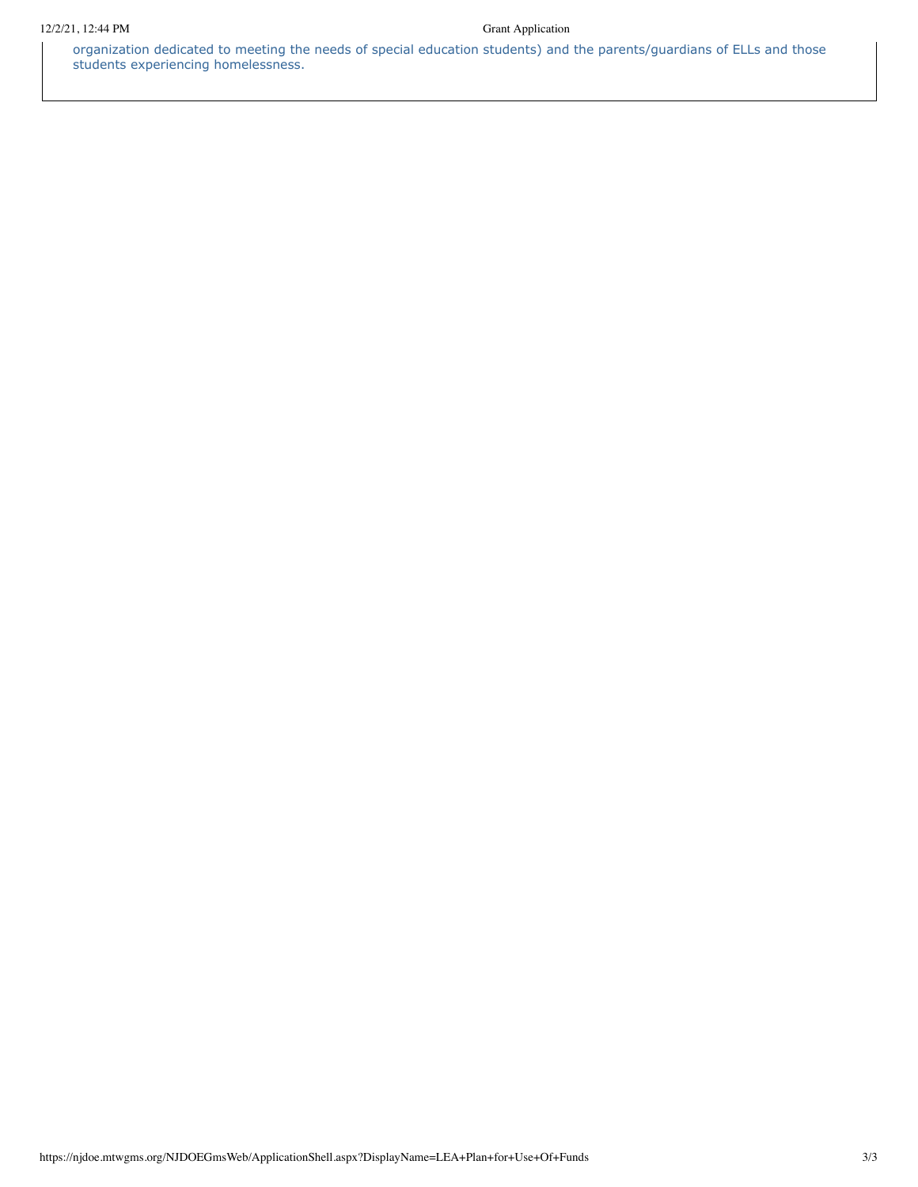organization dedicated to meeting the needs of special education students) and the parents/guardians of ELLs and those students experiencing homelessness.